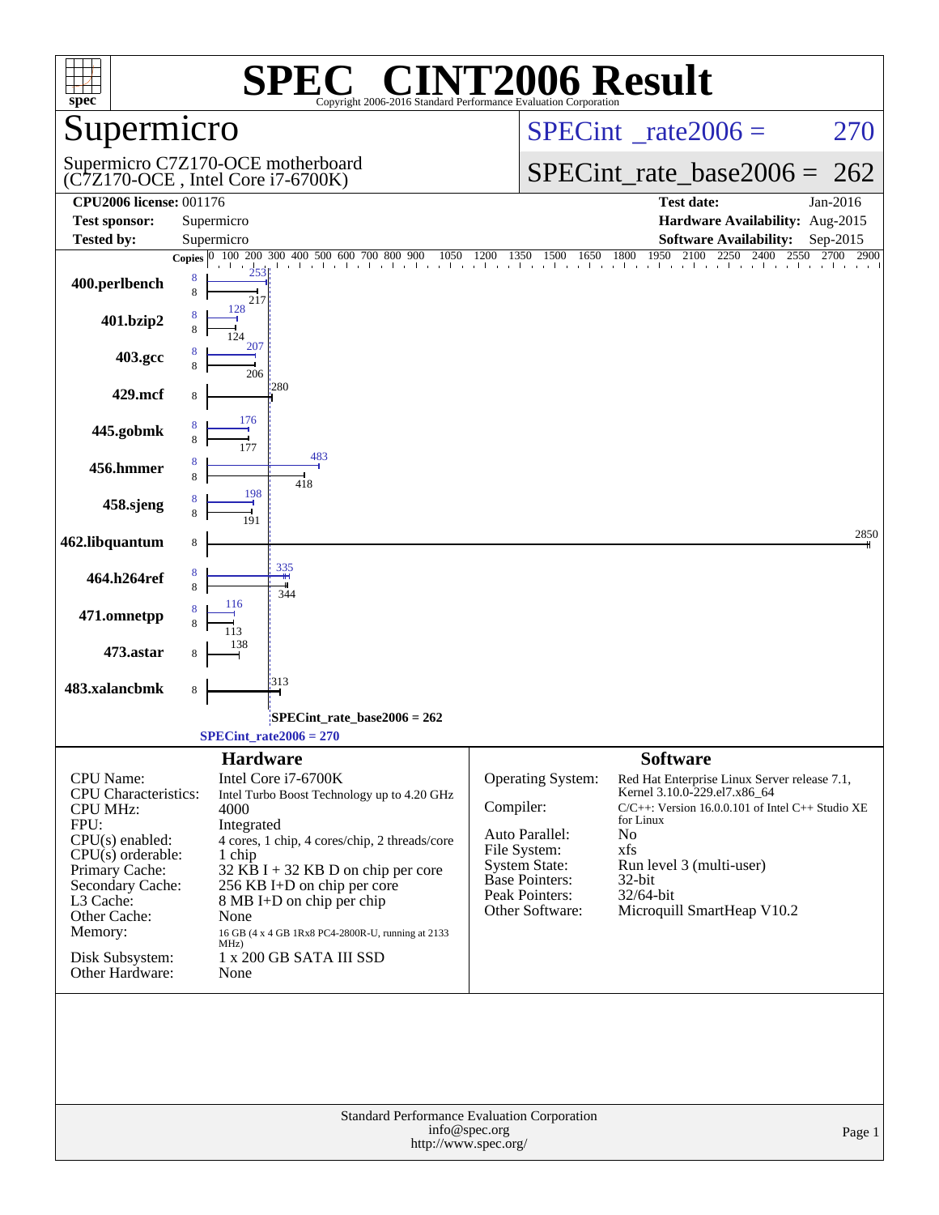# SPEC® CINT2006 Result

Copyright 2006-2016 Standard Performance Evaluation Corporation

## Supermicro

Supermicro C7Z170-OCE motherboard
(C7Z170-OCE , Intel Core i7-6700K)

SPECint_rate2006 = 270

SPECint_rate_base2006 = 262

| | | | |
|---|---|---|---|
| **CPU2006 license:** 001176 | | **Test date:** | Jan-2016 |
| **Test sponsor:** | Supermicro | **Hardware Availability:** | Aug-2015 |
| **Tested by:** | Supermicro | **Software Availability:** | Sep-2015 |

| Benchmark | Copies (peak) | Peak | Copies (base) | Base |
|---|---|---|---|---|
| 400.perlbench | 8 | 253 | 8 | 217 |
| 401.bzip2 | 8 | 128 | 8 | 124 |
| 403.gcc | 8 | 207 | 8 | 206 |
| 429.mcf | | | 8 | 280 |
| 445.gobmk | 8 | 176 | 8 | 177 |
| 456.hmmer | 8 | 483 | 8 | 418 |
| 458.sjeng | 8 | 198 | 8 | 191 |
| 462.libquantum | | | 8 | 2850 |
| 464.h264ref | 8 | 335 | 8 | 344 |
| 471.omnetpp | 8 | 116 | 8 | 113 |
| 473.astar | | | 8 | 138 |
| 483.xalancbmk | | | 8 | 313 |

SPECint_rate_base2006 = 262

SPECint_rate2006 = 270

## Hardware

| | |
|---|---|
| CPU Name: | Intel Core i7-6700K |
| CPU Characteristics: | Intel Turbo Boost Technology up to 4.20 GHz |
| CPU MHz: | 4000 |
| FPU: | Integrated |
| CPU(s) enabled: | 4 cores, 1 chip, 4 cores/chip, 2 threads/core |
| CPU(s) orderable: | 1 chip |
| Primary Cache: | 32 KB I + 32 KB D on chip per core |
| Secondary Cache: | 256 KB I+D on chip per core |
| L3 Cache: | 8 MB I+D on chip per chip |
| Other Cache: | None |
| Memory: | 16 GB (4 x 4 GB 1Rx8 PC4-2800R-U, running at 2133 MHz) |
| Disk Subsystem: | 1 x 200 GB SATA III SSD |
| Other Hardware: | None |

## Software

| | |
|---|---|
| Operating System: | Red Hat Enterprise Linux Server release 7.1, Kernel 3.10.0-229.el7.x86_64 |
| Compiler: | C/C++: Version 16.0.0.101 of Intel C++ Studio XE for Linux |
| Auto Parallel: | No |
| File System: | xfs |
| System State: | Run level 3 (multi-user) |
| Base Pointers: | 32-bit |
| Peak Pointers: | 32/64-bit |
| Other Software: | Microquill SmartHeap V10.2 |

Standard Performance Evaluation Corporation
info@spec.org
http://www.spec.org/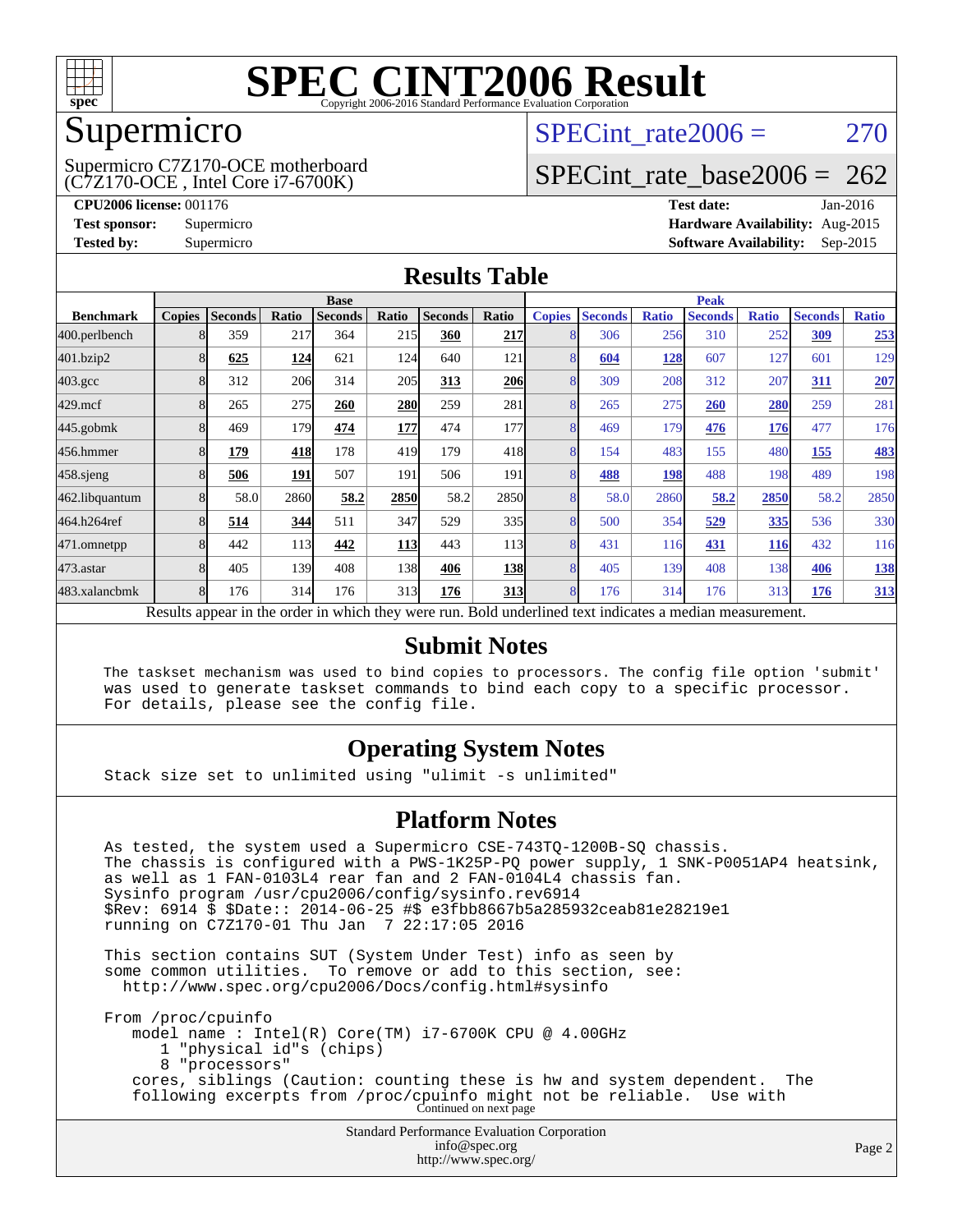# SPEC CINT2006 Result

Copyright 2006-2016 Standard Performance Evaluation Corporation

## Supermicro

Supermicro C7Z170-OCE motherboard
(C7Z170-OCE , Intel Core i7-6700K)

SPECint_rate2006 = 270

SPECint_rate_base2006 = 262

**CPU2006 license:** 001176
**Test sponsor:** Supermicro
**Tested by:** Supermicro

**Test date:** Jan-2016
**Hardware Availability:** Aug-2015
**Software Availability:** Sep-2015

## Results Table

| | Base | | | | | | | Peak | | | | | | |
|---|---|---|---|---|---|---|---|---|---|---|---|---|---|---|
| **Benchmark** | **Copies** | **Seconds** | **Ratio** | **Seconds** | **Ratio** | **Seconds** | **Ratio** | **Copies** | **Seconds** | **Ratio** | **Seconds** | **Ratio** | **Seconds** | **Ratio** |
| 400.perlbench | 8 | 359 | 217 | 364 | 215 | **360** | **217** | 8 | 306 | 256 | 310 | 252 | **309** | **253** |
| 401.bzip2 | 8 | **625** | **124** | 621 | 124 | 640 | 121 | 8 | **604** | **128** | 607 | 127 | 601 | 129 |
| 403.gcc | 8 | 312 | 206 | 314 | 205 | **313** | **206** | 8 | 309 | 208 | 312 | 207 | **311** | **207** |
| 429.mcf | 8 | 265 | 275 | **260** | **280** | 259 | 281 | 8 | 265 | 275 | **260** | **280** | 259 | 281 |
| 445.gobmk | 8 | 469 | 179 | **474** | **177** | 474 | 177 | 8 | 469 | 179 | **476** | **176** | 477 | 176 |
| 456.hmmer | 8 | **179** | **418** | 178 | 419 | 179 | 418 | 8 | 154 | 483 | 155 | 480 | **155** | **483** |
| 458.sjeng | 8 | **506** | **191** | 507 | 191 | 506 | 191 | 8 | **488** | **198** | 488 | 198 | 489 | 198 |
| 462.libquantum | 8 | 58.0 | 2860 | **58.2** | **2850** | 58.2 | 2850 | 8 | 58.0 | 2860 | **58.2** | **2850** | 58.2 | 2850 |
| 464.h264ref | 8 | **514** | **344** | 511 | 347 | 529 | 335 | 8 | 500 | 354 | **529** | **335** | 536 | 330 |
| 471.omnetpp | 8 | 442 | 113 | **442** | **113** | 443 | 113 | 8 | 431 | 116 | **431** | **116** | 432 | 116 |
| 473.astar | 8 | 405 | 139 | 408 | 138 | **406** | **138** | 8 | 405 | 139 | 408 | 138 | **406** | **138** |
| 483.xalancbmk | 8 | 176 | 314 | 176 | 313 | **176** | **313** | 8 | 176 | 314 | 176 | 313 | **176** | **313** |

Results appear in the order in which they were run. Bold underlined text indicates a median measurement.

## Submit Notes

```
The taskset mechanism was used to bind copies to processors. The config file option 'submit'
was used to generate taskset commands to bind each copy to a specific processor.
For details, please see the config file.
```

## Operating System Notes

```
Stack size set to unlimited using "ulimit -s unlimited"
```

## Platform Notes

```
As tested, the system used a Supermicro CSE-743TQ-1200B-SQ chassis.
The chassis is configured with a PWS-1K25P-PQ power supply, 1 SNK-P0051AP4 heatsink,
as well as 1 FAN-0103L4 rear fan and 2 FAN-0104L4 chassis fan.
Sysinfo program /usr/cpu2006/config/sysinfo.rev6914
$Rev: 6914 $ $Date:: 2014-06-25 #$ e3fbb8667b5a285932ceab81e28219e1
running on C7Z170-01 Thu Jan  7 22:17:05 2016

This section contains SUT (System Under Test) info as seen by
some common utilities.  To remove or add to this section, see:
  http://www.spec.org/cpu2006/Docs/config.html#sysinfo

From /proc/cpuinfo
   model name : Intel(R) Core(TM) i7-6700K CPU @ 4.00GHz
      1 "physical id"s (chips)
      8 "processors"
   cores, siblings (Caution: counting these is hw and system dependent.  The
   following excerpts from /proc/cpuinfo might not be reliable.  Use with
```

Continued on next page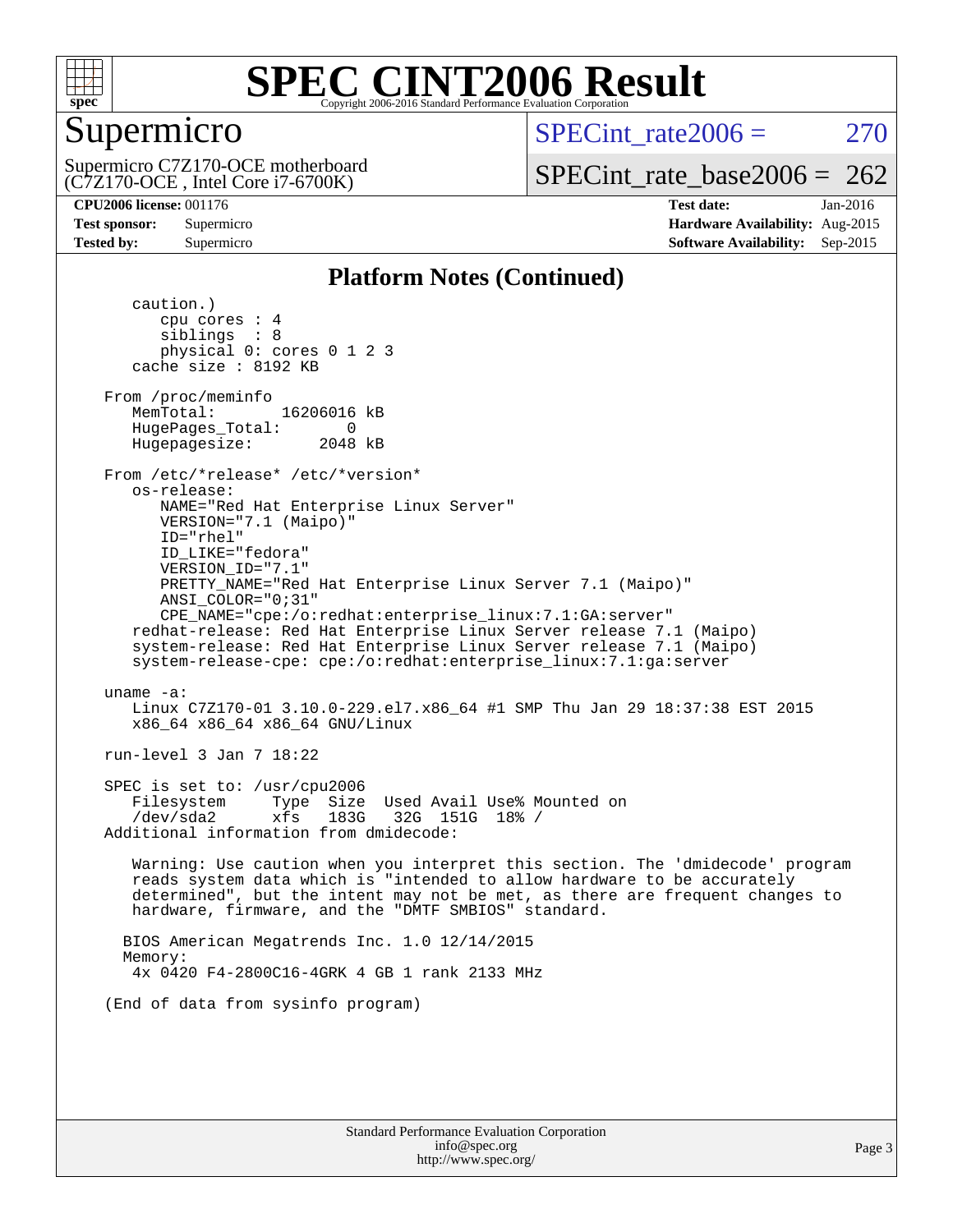# SPEC CINT2006 Result

## Supermicro

Supermicro C7Z170-OCE motherboard
(C7Z170-OCE , Intel Core i7-6700K)

SPECint_rate2006 = 270

SPECint_rate_base2006 = 262

**CPU2006 license:** 001176
**Test sponsor:** Supermicro
**Tested by:** Supermicro

**Test date:** Jan-2016
**Hardware Availability:** Aug-2015
**Software Availability:** Sep-2015

### Platform Notes (Continued)

```
      caution.)
         cpu cores : 4
         siblings  : 8
         physical 0: cores 0 1 2 3
      cache size : 8192 KB

   From /proc/meminfo
      MemTotal:       16206016 kB
      HugePages_Total:       0
      Hugepagesize:       2048 kB

   From /etc/*release* /etc/*version*
      os-release:
         NAME="Red Hat Enterprise Linux Server"
         VERSION="7.1 (Maipo)"
         ID="rhel"
         ID_LIKE="fedora"
         VERSION_ID="7.1"
         PRETTY_NAME="Red Hat Enterprise Linux Server 7.1 (Maipo)"
         ANSI_COLOR="0;31"
         CPE_NAME="cpe:/o:redhat:enterprise_linux:7.1:GA:server"
      redhat-release: Red Hat Enterprise Linux Server release 7.1 (Maipo)
      system-release: Red Hat Enterprise Linux Server release 7.1 (Maipo)
      system-release-cpe: cpe:/o:redhat:enterprise_linux:7.1:ga:server

   uname -a:
      Linux C7Z170-01 3.10.0-229.el7.x86_64 #1 SMP Thu Jan 29 18:37:38 EST 2015
      x86_64 x86_64 x86_64 GNU/Linux

   run-level 3 Jan 7 18:22

   SPEC is set to: /usr/cpu2006
      Filesystem     Type  Size  Used Avail Use% Mounted on
      /dev/sda2      xfs   183G   32G  151G  18% /
   Additional information from dmidecode:

      Warning: Use caution when you interpret this section. The 'dmidecode' program
      reads system data which is "intended to allow hardware to be accurately
      determined", but the intent may not be met, as there are frequent changes to
      hardware, firmware, and the "DMTF SMBIOS" standard.

     BIOS American Megatrends Inc. 1.0 12/14/2015
     Memory:
      4x 0420 F4-2800C16-4GRK 4 GB 1 rank 2133 MHz

   (End of data from sysinfo program)
```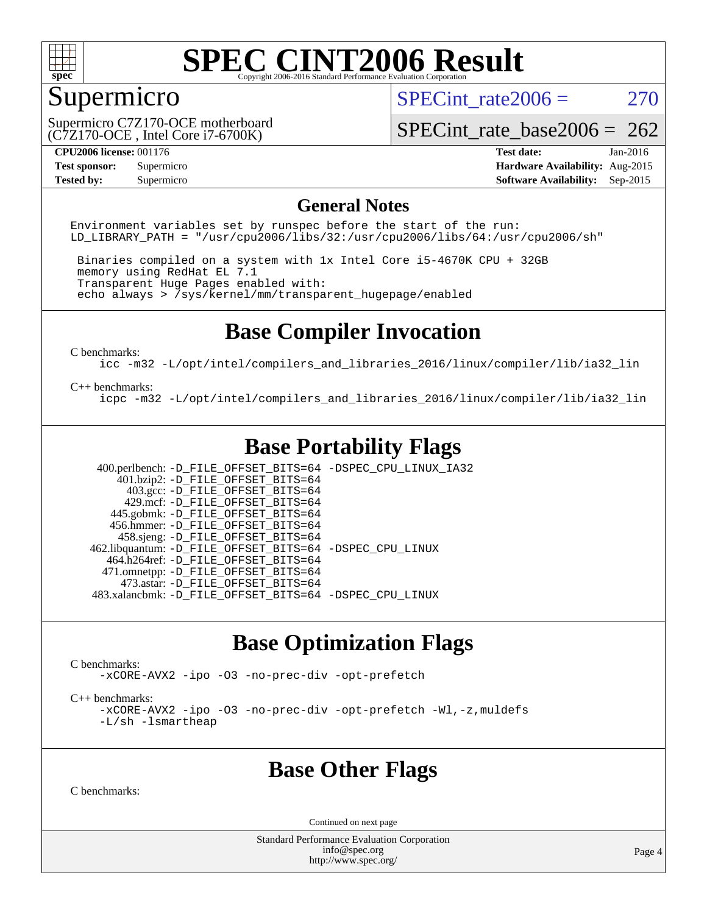# SPEC CINT2006 Result

Copyright 2006-2016 Standard Performance Evaluation Corporation

## Supermicro

Supermicro C7Z170-OCE motherboard
(C7Z170-OCE , Intel Core i7-6700K)

SPECint_rate2006 = 270

SPECint_rate_base2006 = 262

| | | | |
|---|---|---|---|
| **CPU2006 license:** 001176 | | **Test date:** | Jan-2016 |
| **Test sponsor:** | Supermicro | **Hardware Availability:** | Aug-2015 |
| **Tested by:** | Supermicro | **Software Availability:** | Sep-2015 |

## General Notes

```
Environment variables set by runspec before the start of the run:
LD_LIBRARY_PATH = "/usr/cpu2006/libs/32:/usr/cpu2006/libs/64:/usr/cpu2006/sh"

 Binaries compiled on a system with 1x Intel Core i5-4670K CPU + 32GB
 memory using RedHat EL 7.1
 Transparent Huge Pages enabled with:
 echo always > /sys/kernel/mm/transparent_hugepage/enabled
```

## Base Compiler Invocation

C benchmarks:

```
icc -m32 -L/opt/intel/compilers_and_libraries_2016/linux/compiler/lib/ia32_lin
```

C++ benchmarks:

```
icpc -m32 -L/opt/intel/compilers_and_libraries_2016/linux/compiler/lib/ia32_lin
```

## Base Portability Flags

```
   400.perlbench: -D_FILE_OFFSET_BITS=64 -DSPEC_CPU_LINUX_IA32
      401.bzip2: -D_FILE_OFFSET_BITS=64
        403.gcc: -D_FILE_OFFSET_BITS=64
        429.mcf: -D_FILE_OFFSET_BITS=64
      445.gobmk: -D_FILE_OFFSET_BITS=64
     456.hmmer: -D_FILE_OFFSET_BITS=64
      458.sjeng: -D_FILE_OFFSET_BITS=64
 462.libquantum: -D_FILE_OFFSET_BITS=64 -DSPEC_CPU_LINUX
    464.h264ref: -D_FILE_OFFSET_BITS=64
    471.omnetpp: -D_FILE_OFFSET_BITS=64
      473.astar: -D_FILE_OFFSET_BITS=64
 483.xalancbmk: -D_FILE_OFFSET_BITS=64 -DSPEC_CPU_LINUX
```

## Base Optimization Flags

C benchmarks:

```
-xCORE-AVX2 -ipo -O3 -no-prec-div -opt-prefetch
```

C++ benchmarks:

```
-xCORE-AVX2 -ipo -O3 -no-prec-div -opt-prefetch -Wl,-z,muldefs
-L/sh -lsmartheap
```

## Base Other Flags

C benchmarks:

Continued on next page

Standard Performance Evaluation Corporation
info@spec.org
http://www.spec.org/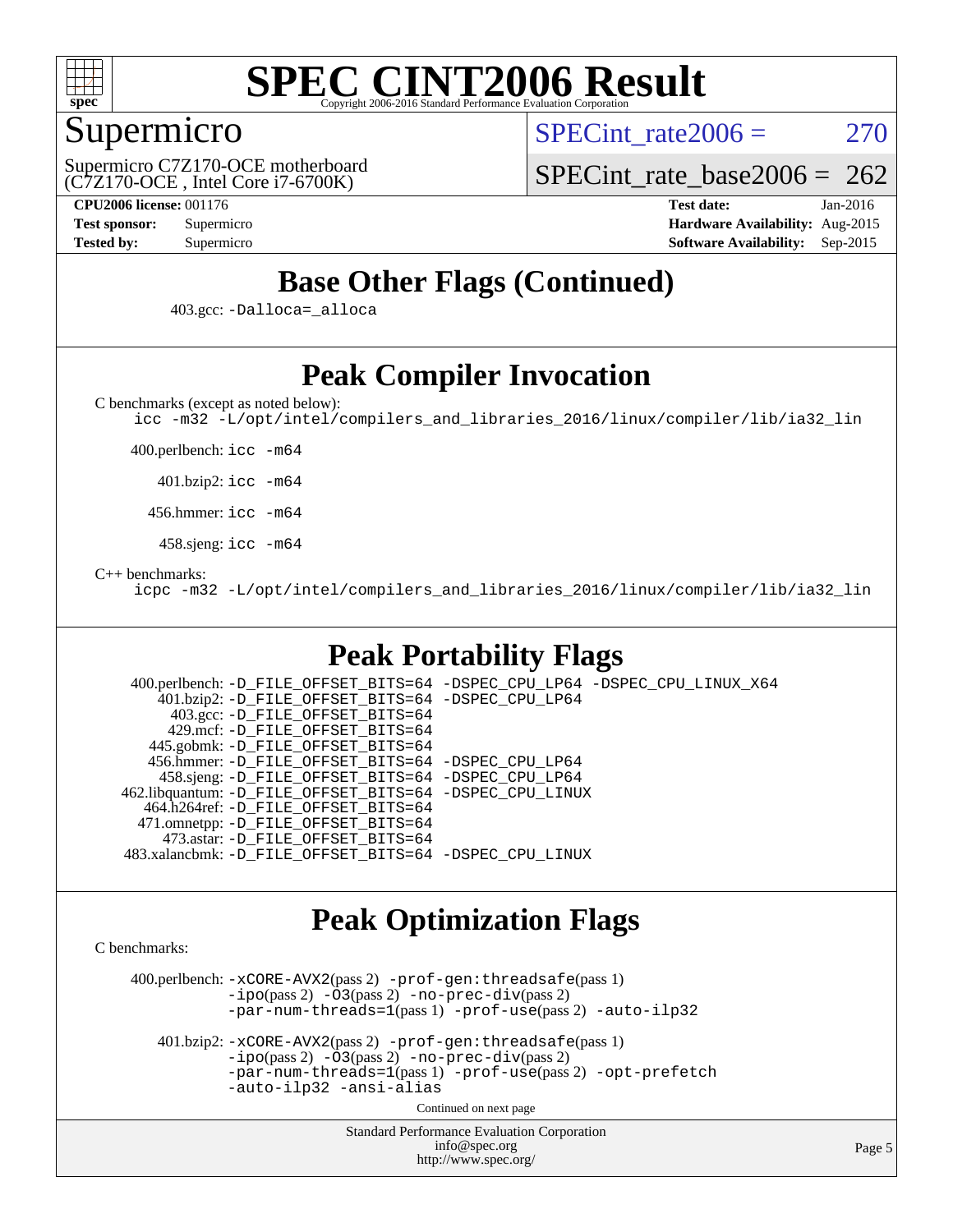# SPEC CINT2006 Result

Copyright 2006-2016 Standard Performance Evaluation Corporation

## Supermicro

Supermicro C7Z170-OCE motherboard
(C7Z170-OCE , Intel Core i7-6700K)

SPECint_rate2006 = 270

SPECint_rate_base2006 = 262

**CPU2006 license:** 001176
**Test sponsor:** Supermicro
**Tested by:** Supermicro

**Test date:** Jan-2016
**Hardware Availability:** Aug-2015
**Software Availability:** Sep-2015

## Base Other Flags (Continued)

403.gcc: `-Dalloca=_alloca`

## Peak Compiler Invocation

C benchmarks (except as noted below):
`icc -m32 -L/opt/intel/compilers_and_libraries_2016/linux/compiler/lib/ia32_lin`

400.perlbench: `icc -m64`

401.bzip2: `icc -m64`

456.hmmer: `icc -m64`

458.sjeng: `icc -m64`

C++ benchmarks:
`icpc -m32 -L/opt/intel/compilers_and_libraries_2016/linux/compiler/lib/ia32_lin`

## Peak Portability Flags

400.perlbench: `-D_FILE_OFFSET_BITS=64 -DSPEC_CPU_LP64 -DSPEC_CPU_LINUX_X64`
401.bzip2: `-D_FILE_OFFSET_BITS=64 -DSPEC_CPU_LP64`
403.gcc: `-D_FILE_OFFSET_BITS=64`
429.mcf: `-D_FILE_OFFSET_BITS=64`
445.gobmk: `-D_FILE_OFFSET_BITS=64`
456.hmmer: `-D_FILE_OFFSET_BITS=64 -DSPEC_CPU_LP64`
458.sjeng: `-D_FILE_OFFSET_BITS=64 -DSPEC_CPU_LP64`
462.libquantum: `-D_FILE_OFFSET_BITS=64 -DSPEC_CPU_LINUX`
464.h264ref: `-D_FILE_OFFSET_BITS=64`
471.omnetpp: `-D_FILE_OFFSET_BITS=64`
473.astar: `-D_FILE_OFFSET_BITS=64`
483.xalancbmk: `-D_FILE_OFFSET_BITS=64 -DSPEC_CPU_LINUX`

## Peak Optimization Flags

C benchmarks:

400.perlbench: `-xCORE-AVX2`(pass 2) `-prof-gen:threadsafe`(pass 1) `-ipo`(pass 2) `-O3`(pass 2) `-no-prec-div`(pass 2) `-par-num-threads=1`(pass 1) `-prof-use`(pass 2) `-auto-ilp32`

401.bzip2: `-xCORE-AVX2`(pass 2) `-prof-gen:threadsafe`(pass 1) `-ipo`(pass 2) `-O3`(pass 2) `-no-prec-div`(pass 2) `-par-num-threads=1`(pass 1) `-prof-use`(pass 2) `-opt-prefetch` `-auto-ilp32` `-ansi-alias`

Continued on next page

Standard Performance Evaluation Corporation
info@spec.org
http://www.spec.org/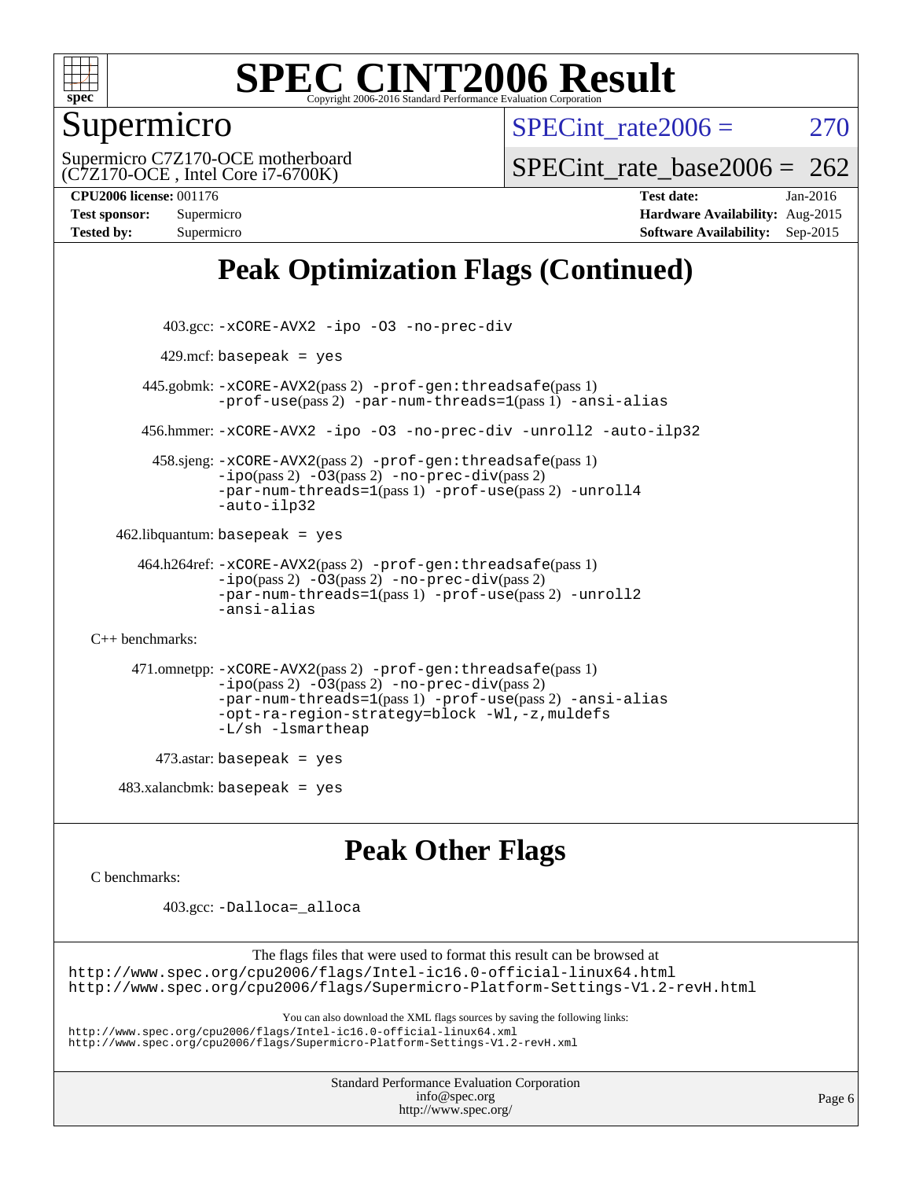# Peak Optimization Flags (Continued)

403.gcc: -xCORE-AVX2 -ipo -O3 -no-prec-div

429.mcf: basepeak = yes

445.gobmk: -xCORE-AVX2(pass 2) -prof-gen:threadsafe(pass 1) -prof-use(pass 2) -par-num-threads=1(pass 1) -ansi-alias

456.hmmer: -xCORE-AVX2 -ipo -O3 -no-prec-div -unroll2 -auto-ilp32

458.sjeng: -xCORE-AVX2(pass 2) -prof-gen:threadsafe(pass 1) -ipo(pass 2) -O3(pass 2) -no-prec-div(pass 2) -par-num-threads=1(pass 1) -prof-use(pass 2) -unroll4 -auto-ilp32

462.libquantum: basepeak = yes

464.h264ref: -xCORE-AVX2(pass 2) -prof-gen:threadsafe(pass 1) -ipo(pass 2) -O3(pass 2) -no-prec-div(pass 2) -par-num-threads=1(pass 1) -prof-use(pass 2) -unroll2 -ansi-alias

C++ benchmarks:

471.omnetpp: -xCORE-AVX2(pass 2) -prof-gen:threadsafe(pass 1) -ipo(pass 2) -O3(pass 2) -no-prec-div(pass 2) -par-num-threads=1(pass 1) -prof-use(pass 2) -ansi-alias -opt-ra-region-strategy=block -Wl,-z,muldefs -L/sh -lsmartheap

473.astar: basepeak = yes

483.xalancbmk: basepeak = yes

# Peak Other Flags

C benchmarks:

403.gcc: -Dalloca=_alloca

The flags files that were used to format this result can be browsed at
http://www.spec.org/cpu2006/flags/Intel-ic16.0-official-linux64.html
http://www.spec.org/cpu2006/flags/Supermicro-Platform-Settings-V1.2-revH.html

You can also download the XML flags sources by saving the following links:
http://www.spec.org/cpu2006/flags/Intel-ic16.0-official-linux64.xml
http://www.spec.org/cpu2006/flags/Supermicro-Platform-Settings-V1.2-revH.xml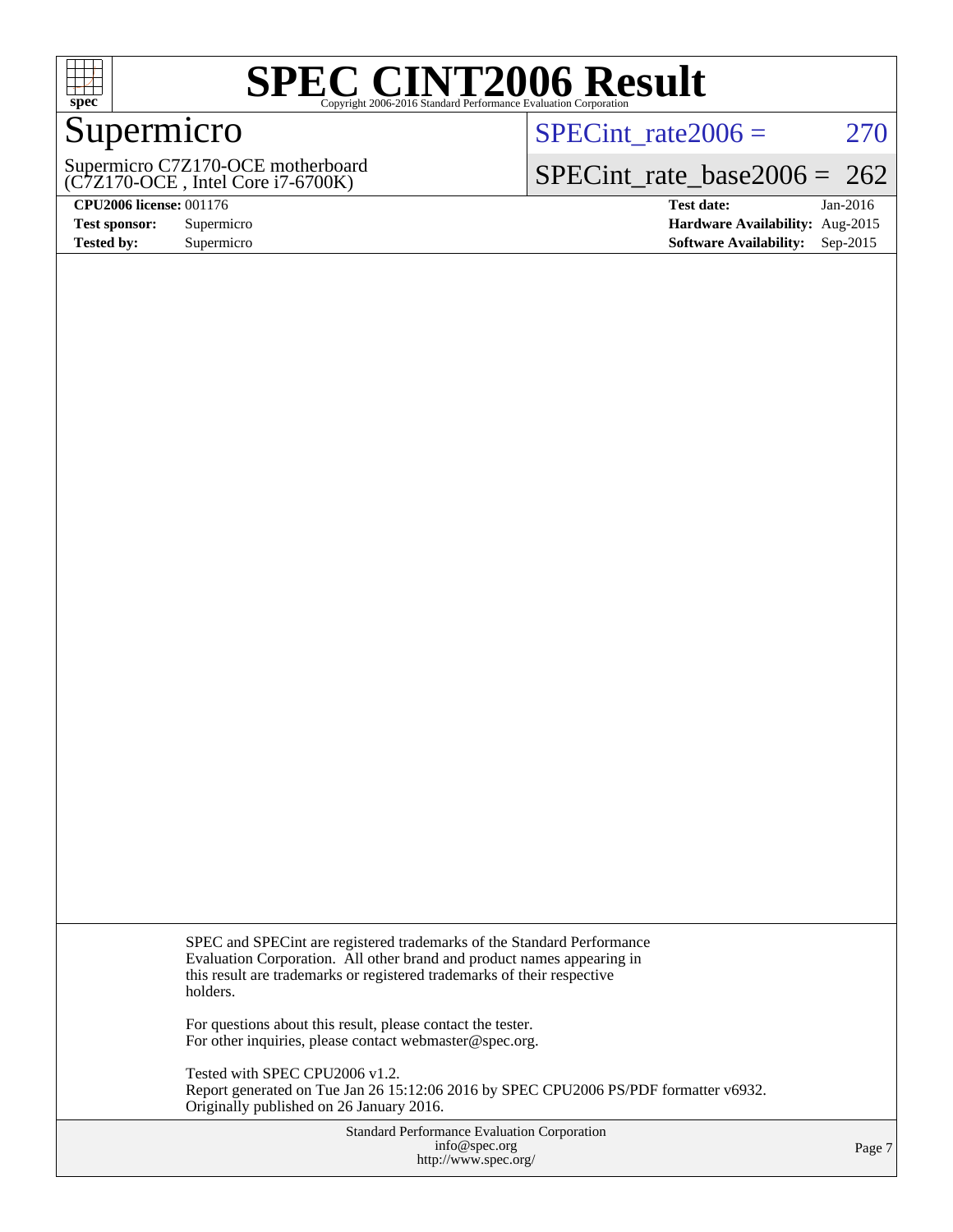SPEC and SPECint are registered trademarks of the Standard Performance Evaluation Corporation. All other brand and product names appearing in this result are trademarks or registered trademarks of their respective holders.

For questions about this result, please contact the tester.
For other inquiries, please contact webmaster@spec.org.

Tested with SPEC CPU2006 v1.2.
Report generated on Tue Jan 26 15:12:06 2016 by SPEC CPU2006 PS/PDF formatter v6932.
Originally published on 26 January 2016.